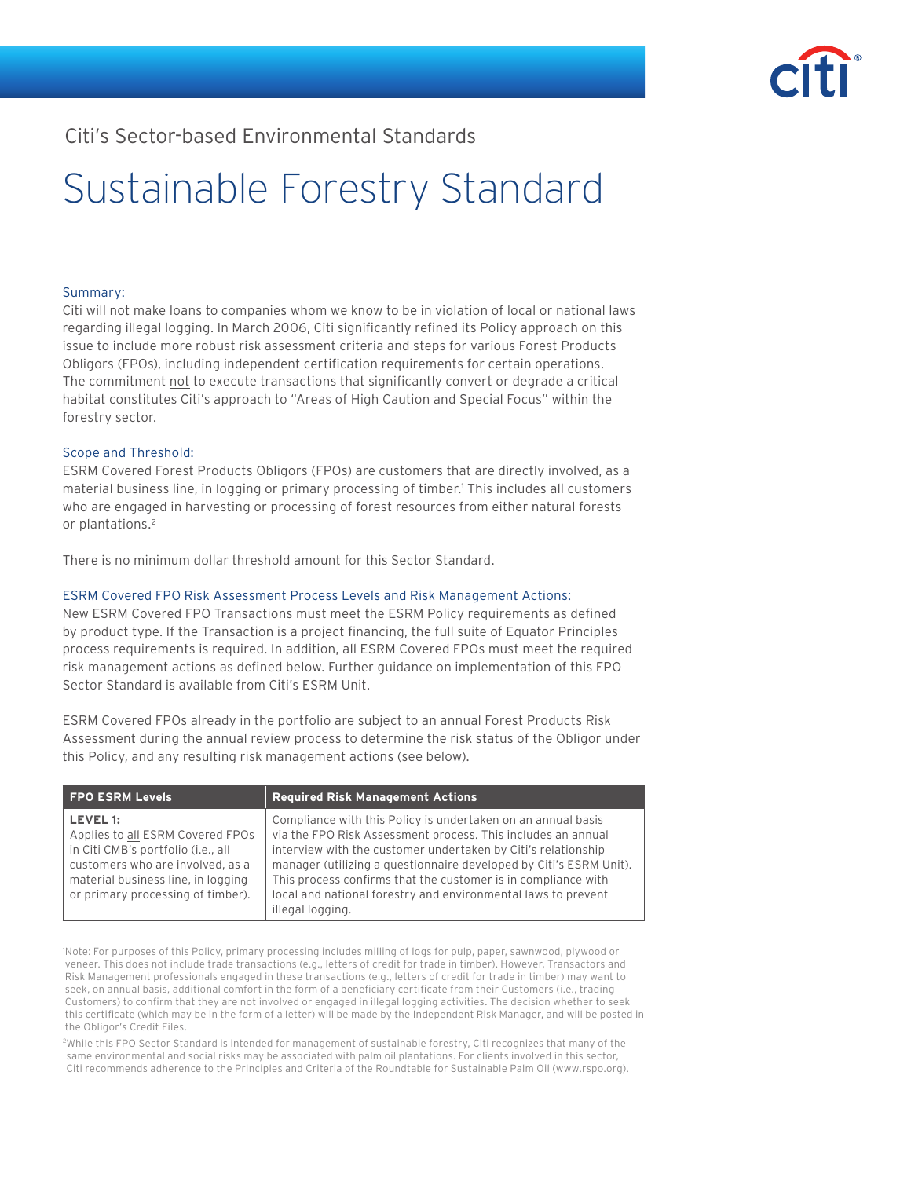Citi's Sector-based Environmental Standards

# Sustainable Forestry Standard

## Summary:

Citi will not make loans to companies whom we know to be in violation of local or national laws regarding illegal logging. In March 2006, Citi significantly refined its Policy approach on this issue to include more robust risk assessment criteria and steps for various Forest Products Obligors (FPOs), including independent certification requirements for certain operations. The commitment not to execute transactions that significantly convert or degrade a critical habitat constitutes Citi's approach to "Areas of High Caution and Special Focus" within the forestry sector.

## Scope and Threshold:

ESRM Covered Forest Products Obligors (FPOs) are customers that are directly involved, as a material business line, in logging or primary processing of timber.[1] This includes all customers who are engaged in harvesting or processing of forest resources from either natural forests or plantations.[2]

There is no minimum dollar threshold amount for this Sector Standard.

## ESRM Covered FPO Risk Assessment Process Levels and Risk Management Actions:

New ESRM Covered FPO Transactions must meet the ESRM Policy requirements as defined by product type. If the Transaction is a project financing, the full suite of Equator Principles process requirements is required. In addition, all ESRM Covered FPOs must meet the required risk management actions as defined below. Further guidance on implementation of this FPO Sector Standard is available from Citi's ESRM Unit.

ESRM Covered FPOs already in the portfolio are subject to an annual Forest Products Risk Assessment during the annual review process to determine the risk status of the Obligor under this Policy, and any resulting risk management actions (see below).

| FPO ESRM Levels | Required Risk Management Actions |
|---|---|
| **LEVEL 1:** Applies to all ESRM Covered FPOs in Citi CMB's portfolio (i.e., all customers who are involved, as a material business line, in logging or primary processing of timber). | Compliance with this Policy is undertaken on an annual basis via the FPO Risk Assessment process. This includes an annual interview with the customer undertaken by Citi's relationship manager (utilizing a questionnaire developed by Citi's ESRM Unit). This process confirms that the customer is in compliance with local and national forestry and environmental laws to prevent illegal logging. |

[1] Note: For purposes of this Policy, primary processing includes milling of logs for pulp, paper, sawnwood, plywood or veneer. This does not include trade transactions (e.g., letters of credit for trade in timber). However, Transactors and Risk Management professionals engaged in these transactions (e.g., letters of credit for trade in timber) may want to seek, on annual basis, additional comfort in the form of a beneficiary certificate from their Customers (i.e., trading Customers) to confirm that they are not involved or engaged in illegal logging activities. The decision whether to seek this certificate (which may be in the form of a letter) will be made by the Independent Risk Manager, and will be posted in the Obligor's Credit Files.

[2] While this FPO Sector Standard is intended for management of sustainable forestry, Citi recognizes that many of the same environmental and social risks may be associated with palm oil plantations. For clients involved in this sector, Citi recommends adherence to the Principles and Criteria of the Roundtable for Sustainable Palm Oil (www.rspo.org).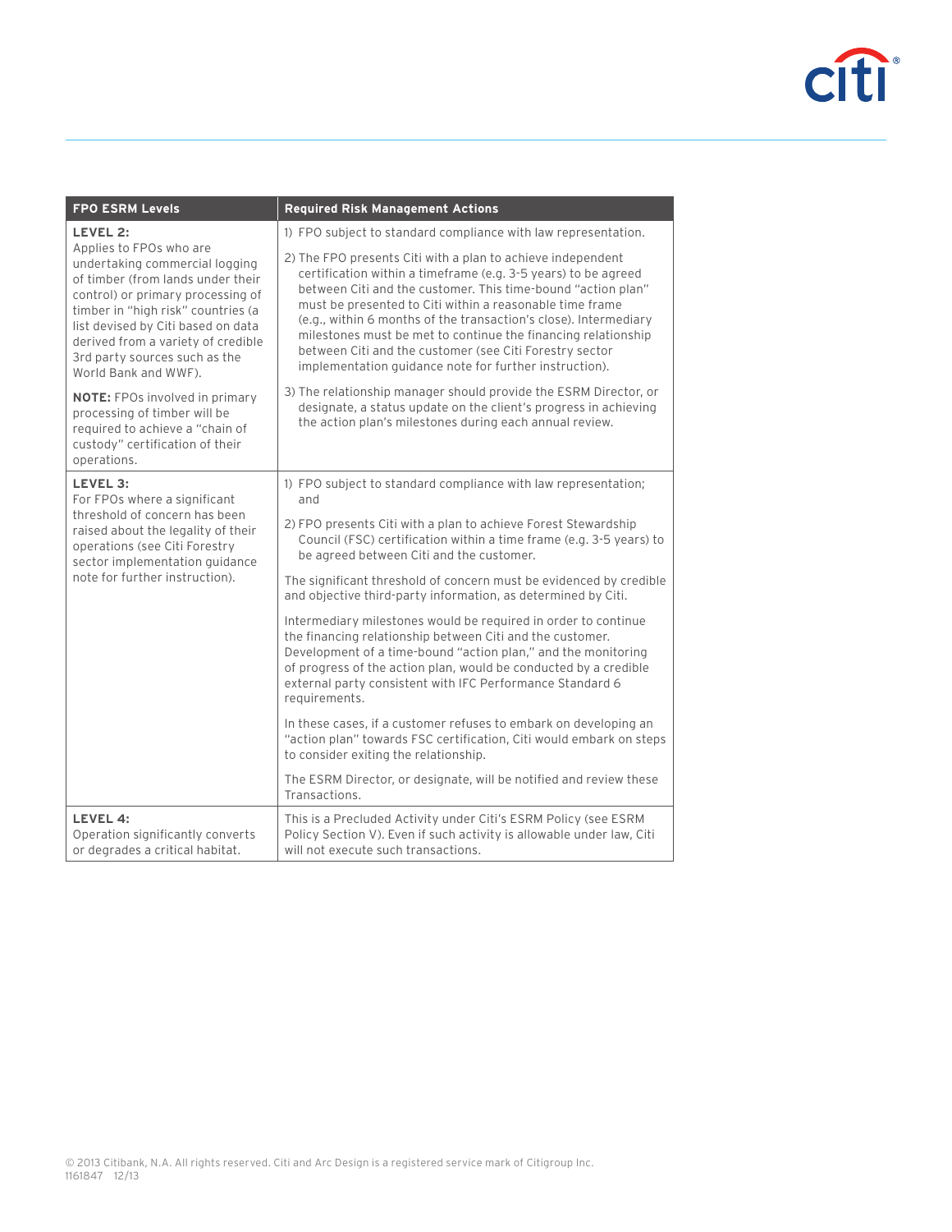| FPO ESRM Levels | Required Risk Management Actions |
|---|---|
| **LEVEL 2:** Applies to FPOs who are undertaking commercial logging of timber (from lands under their control) or primary processing of timber in "high risk" countries (a list devised by Citi based on data derived from a variety of credible 3rd party sources such as the World Bank and WWF).<br><br>**NOTE:** FPOs involved in primary processing of timber will be required to achieve a "chain of custody" certification of their operations. | 1) FPO subject to standard compliance with law representation.<br><br>2) The FPO presents Citi with a plan to achieve independent certification within a timeframe (e.g. 3-5 years) to be agreed between Citi and the customer. This time-bound "action plan" must be presented to Citi within a reasonable time frame (e.g., within 6 months of the transaction's close). Intermediary milestones must be met to continue the financing relationship between Citi and the customer (see Citi Forestry sector implementation guidance note for further instruction).<br><br>3) The relationship manager should provide the ESRM Director, or designate, a status update on the client's progress in achieving the action plan's milestones during each annual review. |
| **LEVEL 3:** For FPOs where a significant threshold of concern has been raised about the legality of their operations (see Citi Forestry sector implementation guidance note for further instruction). | 1) FPO subject to standard compliance with law representation; and<br><br>2) FPO presents Citi with a plan to achieve Forest Stewardship Council (FSC) certification within a time frame (e.g. 3-5 years) to be agreed between Citi and the customer.<br><br>The significant threshold of concern must be evidenced by credible and objective third-party information, as determined by Citi.<br><br>Intermediary milestones would be required in order to continue the financing relationship between Citi and the customer. Development of a time-bound "action plan," and the monitoring of progress of the action plan, would be conducted by a credible external party consistent with IFC Performance Standard 6 requirements.<br><br>In these cases, if a customer refuses to embark on developing an "action plan" towards FSC certification, Citi would embark on steps to consider exiting the relationship.<br><br>The ESRM Director, or designate, will be notified and review these Transactions. |
| **LEVEL 4:** Operation significantly converts or degrades a critical habitat. | This is a Precluded Activity under Citi's ESRM Policy (see ESRM Policy Section V). Even if such activity is allowable under law, Citi will not execute such transactions. |

© 2013 Citibank, N.A. All rights reserved. Citi and Arc Design is a registered service mark of Citigroup Inc.
1161847 12/13